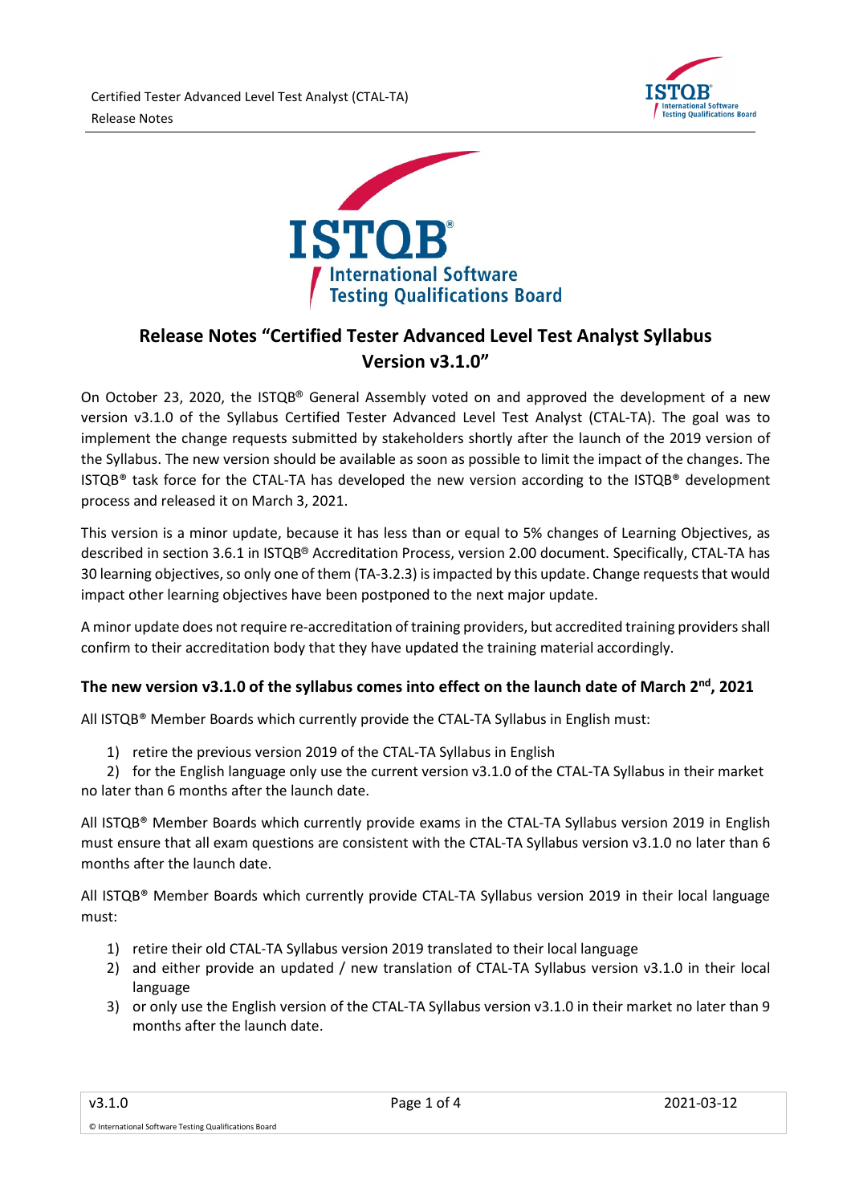# Release Notes "Certified Tester Advanced Level Test Analyst Syllabus Version v3.1.0"

On October 23, 2020, the ISTQB® General Assembly voted on and approved the development of a new version v3.1.0 of the Syllabus Certified Tester Advanced Level Test Analyst (CTAL-TA). The goal was to implement the change requests submitted by stakeholders shortly after the launch of the 2019 version of the Syllabus. The new version should be available as soon as possible to limit the impact of the changes. The ISTQB® task force for the CTAL-TA has developed the new version according to the ISTQB® development process and released it on March 3, 2021.

This version is a minor update, because it has less than or equal to 5% changes of Learning Objectives, as described in section 3.6.1 in ISTQB® Accreditation Process, version 2.00 document. Specifically, CTAL-TA has 30 learning objectives, so only one of them (TA-3.2.3) is impacted by this update. Change requests that would impact other learning objectives have been postponed to the next major update.

A minor update does not require re-accreditation of training providers, but accredited training providers shall confirm to their accreditation body that they have updated the training material accordingly.

### The new version v3.1.0 of the syllabus comes into effect on the launch date of March 2nd, 2021

All ISTQB® Member Boards which currently provide the CTAL-TA Syllabus in English must:

1) retire the previous version 2019 of the CTAL-TA Syllabus in English
2) for the English language only use the current version v3.1.0 of the CTAL-TA Syllabus in their market no later than 6 months after the launch date.

All ISTQB® Member Boards which currently provide exams in the CTAL-TA Syllabus version 2019 in English must ensure that all exam questions are consistent with the CTAL-TA Syllabus version v3.1.0 no later than 6 months after the launch date.

All ISTQB® Member Boards which currently provide CTAL-TA Syllabus version 2019 in their local language must:

1) retire their old CTAL-TA Syllabus version 2019 translated to their local language
2) and either provide an updated / new translation of CTAL-TA Syllabus version v3.1.0 in their local language
3) or only use the English version of the CTAL-TA Syllabus version v3.1.0 in their market no later than 9 months after the launch date.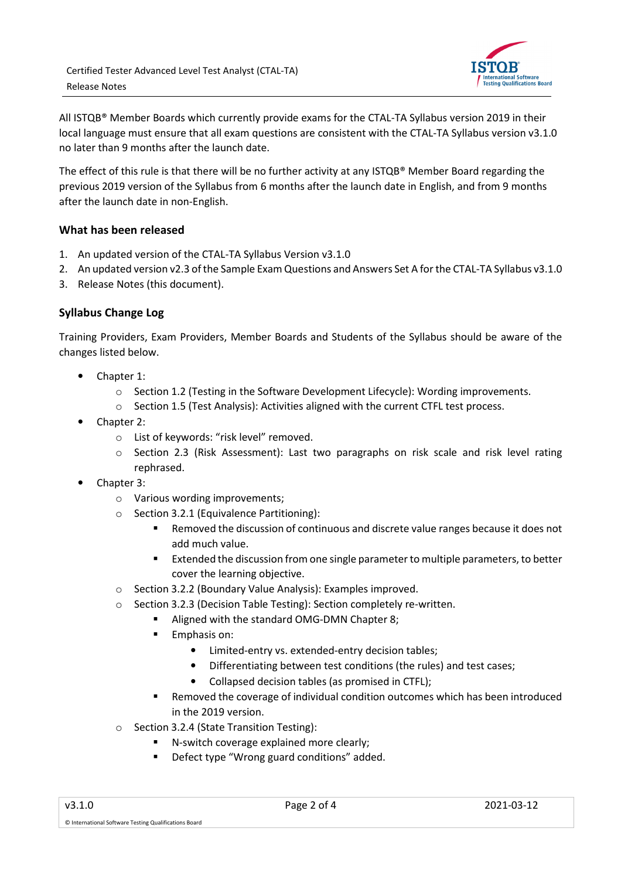All ISTQB® Member Boards which currently provide exams for the CTAL-TA Syllabus version 2019 in their local language must ensure that all exam questions are consistent with the CTAL-TA Syllabus version v3.1.0 no later than 9 months after the launch date.

The effect of this rule is that there will be no further activity at any ISTQB® Member Board regarding the previous 2019 version of the Syllabus from 6 months after the launch date in English, and from 9 months after the launch date in non-English.

### What has been released

1. An updated version of the CTAL-TA Syllabus Version v3.1.0
2. An updated version v2.3 of the Sample Exam Questions and Answers Set A for the CTAL-TA Syllabus v3.1.0
3. Release Notes (this document).

### Syllabus Change Log

Training Providers, Exam Providers, Member Boards and Students of the Syllabus should be aware of the changes listed below.

- Chapter 1:
  - Section 1.2 (Testing in the Software Development Lifecycle): Wording improvements.
  - Section 1.5 (Test Analysis): Activities aligned with the current CTFL test process.
- Chapter 2:
  - List of keywords: “risk level” removed.
  - Section 2.3 (Risk Assessment): Last two paragraphs on risk scale and risk level rating rephrased.
- Chapter 3:
  - Various wording improvements;
  - Section 3.2.1 (Equivalence Partitioning):
    - Removed the discussion of continuous and discrete value ranges because it does not add much value.
    - Extended the discussion from one single parameter to multiple parameters, to better cover the learning objective.
  - Section 3.2.2 (Boundary Value Analysis): Examples improved.
  - Section 3.2.3 (Decision Table Testing): Section completely re-written.
    - Aligned with the standard OMG-DMN Chapter 8;
    - Emphasis on:
      - Limited-entry vs. extended-entry decision tables;
      - Differentiating between test conditions (the rules) and test cases;
      - Collapsed decision tables (as promised in CTFL);
    - Removed the coverage of individual condition outcomes which has been introduced in the 2019 version.
  - Section 3.2.4 (State Transition Testing):
    - N-switch coverage explained more clearly;
    - Defect type “Wrong guard conditions” added.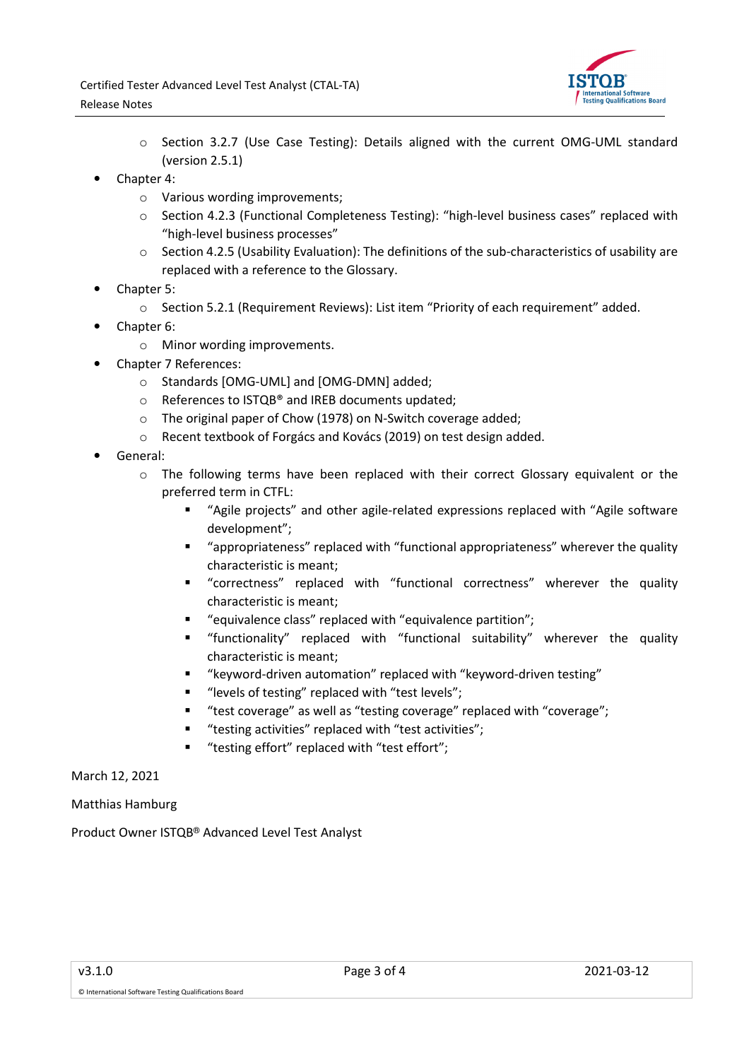- Section 3.2.7 (Use Case Testing): Details aligned with the current OMG-UML standard (version 2.5.1)
- Chapter 4:
    - Various wording improvements;
    - Section 4.2.3 (Functional Completeness Testing): “high-level business cases” replaced with “high-level business processes”
    - Section 4.2.5 (Usability Evaluation): The definitions of the sub-characteristics of usability are replaced with a reference to the Glossary.
- Chapter 5:
    - Section 5.2.1 (Requirement Reviews): List item “Priority of each requirement” added.
- Chapter 6:
    - Minor wording improvements.
- Chapter 7 References:
    - Standards [OMG-UML] and [OMG-DMN] added;
    - References to ISTQB® and IREB documents updated;
    - The original paper of Chow (1978) on N-Switch coverage added;
    - Recent textbook of Forgács and Kovács (2019) on test design added.
- General:
    - The following terms have been replaced with their correct Glossary equivalent or the preferred term in CTFL:
        - “Agile projects” and other agile-related expressions replaced with “Agile software development”;
        - “appropriateness” replaced with “functional appropriateness” wherever the quality characteristic is meant;
        - “correctness” replaced with “functional correctness” wherever the quality characteristic is meant;
        - “equivalence class” replaced with “equivalence partition”;
        - “functionality” replaced with “functional suitability” wherever the quality characteristic is meant;
        - “keyword-driven automation” replaced with “keyword-driven testing”
        - “levels of testing” replaced with “test levels”;
        - “test coverage” as well as “testing coverage” replaced with “coverage”;
        - “testing activities” replaced with “test activities”;
        - “testing effort” replaced with “test effort”;

March 12, 2021

Matthias Hamburg

Product Owner ISTQB® Advanced Level Test Analyst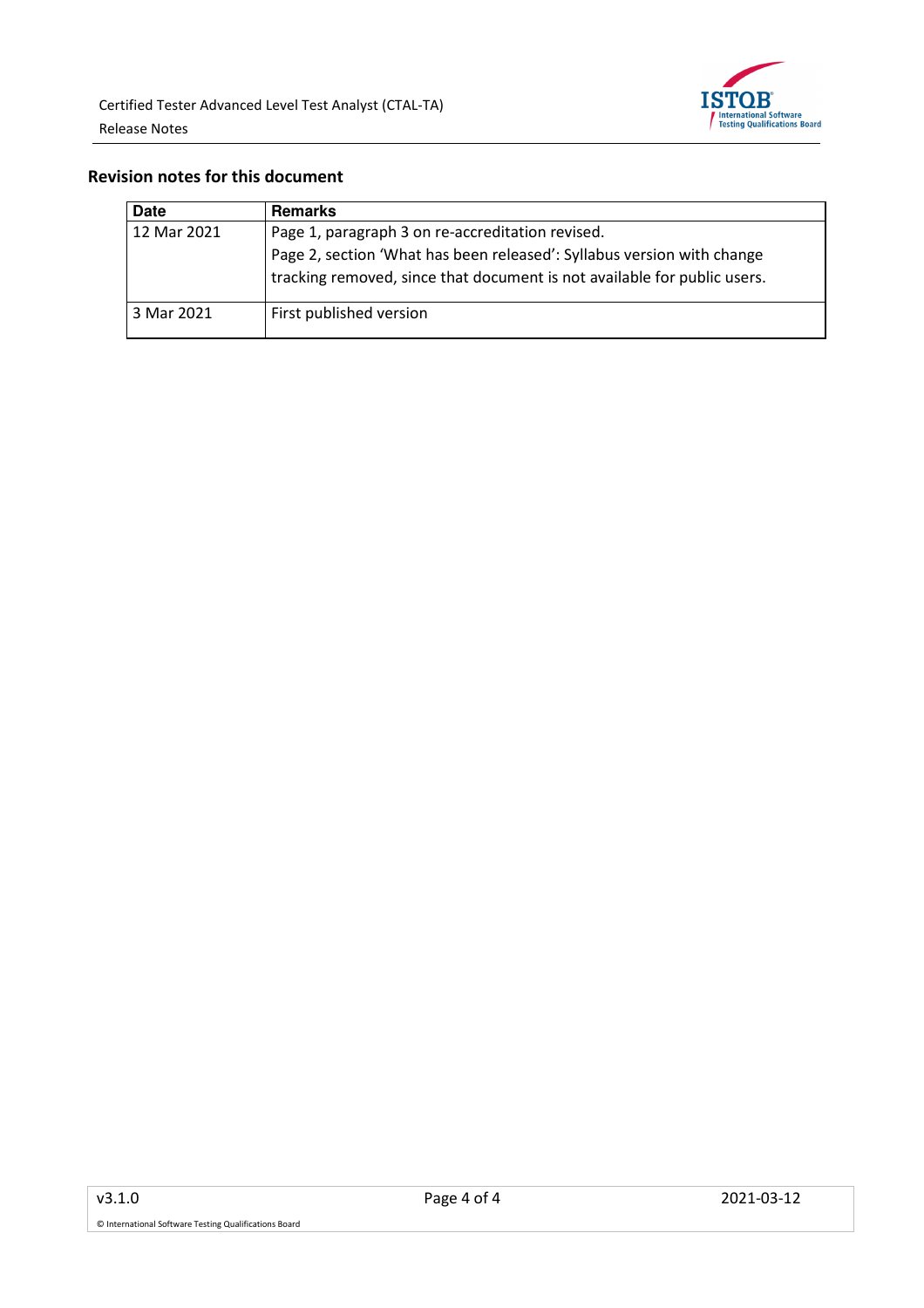### Revision notes for this document

| Date | Remarks |
| --- | --- |
| 12 Mar 2021 | Page 1, paragraph 3 on re-accreditation revised.<br>Page 2, section 'What has been released': Syllabus version with change tracking removed, since that document is not available for public users. |
| 3 Mar 2021 | First published version |